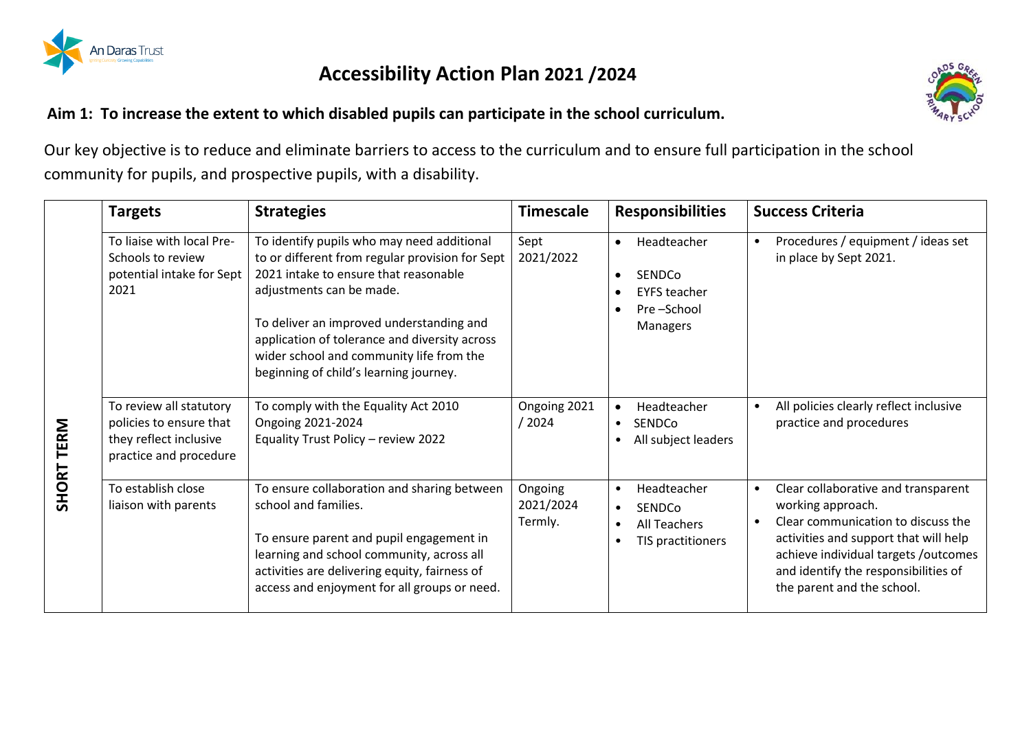# Accessibility Action Plan 2021 /2024

## Aim 1: To increase the extent to which disabled pupils can participate in the school curriculum.

Our key objective is to reduce and eliminate barriers to access to the curriculum and to ensure full participation in the school community for pupils, and prospective pupils, with a disability.

| | Targets | Strategies | Timescale | Responsibilities | Success Criteria |
|---|---|---|---|---|---|
| **SHORT TERM** | To liaise with local Pre-Schools to review potential intake for Sept 2021 | To identify pupils who may need additional to or different from regular provision for Sept 2021 intake to ensure that reasonable adjustments can be made.<br><br>To deliver an improved understanding and application of tolerance and diversity across wider school and community life from the beginning of child's learning journey. | Sept 2021/2022 | • Headteacher<br>• SENDCo<br>• EYFS teacher<br>• Pre –School Managers | • Procedures / equipment / ideas set in place by Sept 2021. |
| | To review all statutory policies to ensure that they reflect inclusive practice and procedure | To comply with the Equality Act 2010<br>Ongoing 2021-2024<br>Equality Trust Policy – review 2022 | Ongoing 2021 / 2024 | • Headteacher<br>• SENDCo<br>• All subject leaders | • All policies clearly reflect inclusive practice and procedures |
| | To establish close liaison with parents | To ensure collaboration and sharing between school and families.<br><br>To ensure parent and pupil engagement in learning and school community, across all activities are delivering equity, fairness of access and enjoyment for all groups or need. | Ongoing 2021/2024 Termly. | • Headteacher<br>• SENDCo<br>• All Teachers<br>• TIS practitioners | • Clear collaborative and transparent working approach.<br>• Clear communication to discuss the activities and support that will help achieve individual targets /outcomes and identify the responsibilities of the parent and the school. |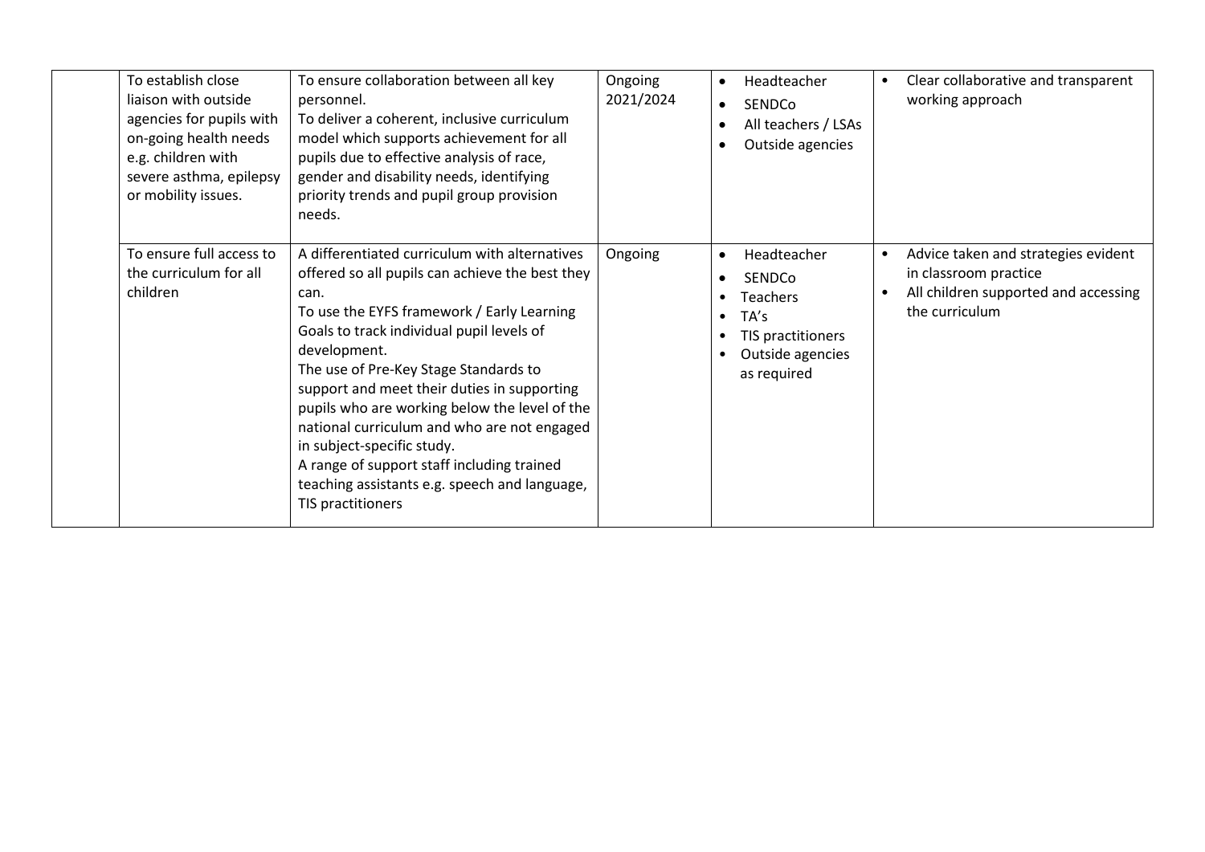| | | | | | |
|---|---|---|---|---|---|
| | To establish close liaison with outside agencies for pupils with on-going health needs e.g. children with severe asthma, epilepsy or mobility issues. | To ensure collaboration between all key personnel.<br>To deliver a coherent, inclusive curriculum model which supports achievement for all pupils due to effective analysis of race, gender and disability needs, identifying priority trends and pupil group provision needs. | Ongoing 2021/2024 | • Headteacher<br>• SENDCo<br>• All teachers / LSAs<br>• Outside agencies | • Clear collaborative and transparent working approach |
| | To ensure full access to the curriculum for all children | A differentiated curriculum with alternatives offered so all pupils can achieve the best they can.<br>To use the EYFS framework / Early Learning Goals to track individual pupil levels of development.<br>The use of Pre-Key Stage Standards to support and meet their duties in supporting pupils who are working below the level of the national curriculum and who are not engaged in subject-specific study.<br>A range of support staff including trained teaching assistants e.g. speech and language, TIS practitioners | Ongoing | • Headteacher<br>• SENDCo<br>• Teachers<br>• TA's<br>• TIS practitioners<br>• Outside agencies as required | • Advice taken and strategies evident in classroom practice<br>• All children supported and accessing the curriculum |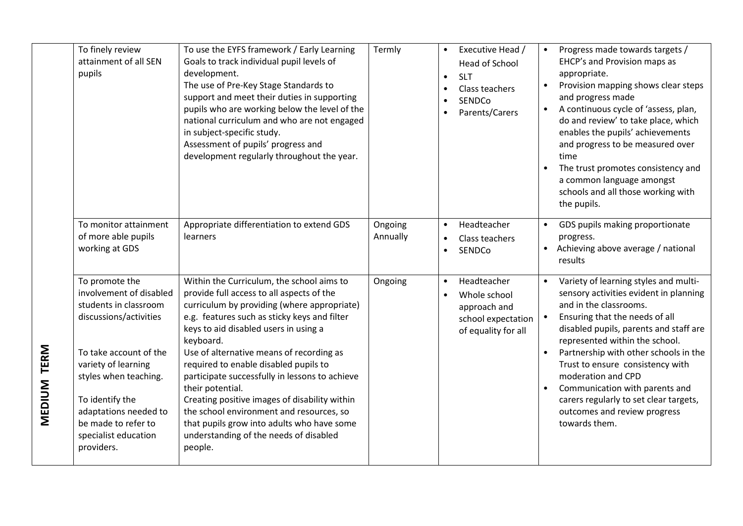| | | | | | |
|---|---|---|---|---|---|
| | To finely review attainment of all SEN pupils | To use the EYFS framework / Early Learning Goals to track individual pupil levels of development.<br>The use of Pre-Key Stage Standards to support and meet their duties in supporting pupils who are working below the level of the national curriculum and who are not engaged in subject-specific study.<br>Assessment of pupils' progress and development regularly throughout the year. | Termly | • Executive Head / Head of School<br>• SLT<br>• Class teachers<br>• SENDCo<br>• Parents/Carers | • Progress made towards targets / EHCP's and Provision maps as appropriate.<br>• Provision mapping shows clear steps and progress made<br>• A continuous cycle of 'assess, plan, do and review' to take place, which enables the pupils' achievements and progress to be measured over time<br>• The trust promotes consistency and a common language amongst schools and all those working with the pupils. |
| | To monitor attainment of more able pupils working at GDS | Appropriate differentiation to extend GDS learners | Ongoing<br>Annually | • Headteacher<br>• Class teachers<br>• SENDCo | • GDS pupils making proportionate progress.<br>• Achieving above average / national results |
| **MEDIUM TERM** | To promote the involvement of disabled students in classroom discussions/activities<br><br>To take account of the variety of learning styles when teaching.<br><br>To identify the adaptations needed to be made to refer to specialist education providers. | Within the Curriculum, the school aims to provide full access to all aspects of the curriculum by providing (where appropriate) e.g. features such as sticky keys and filter keys to aid disabled users in using a keyboard.<br>Use of alternative means of recording as required to enable disabled pupils to participate successfully in lessons to achieve their potential.<br>Creating positive images of disability within the school environment and resources, so that pupils grow into adults who have some understanding of the needs of disabled people. | Ongoing | • Headteacher<br>• Whole school approach and school expectation of equality for all | • Variety of learning styles and multi-sensory activities evident in planning and in the classrooms.<br>• Ensuring that the needs of all disabled pupils, parents and staff are represented within the school.<br>• Partnership with other schools in the Trust to ensure consistency with moderation and CPD<br>• Communication with parents and carers regularly to set clear targets, outcomes and review progress towards them. |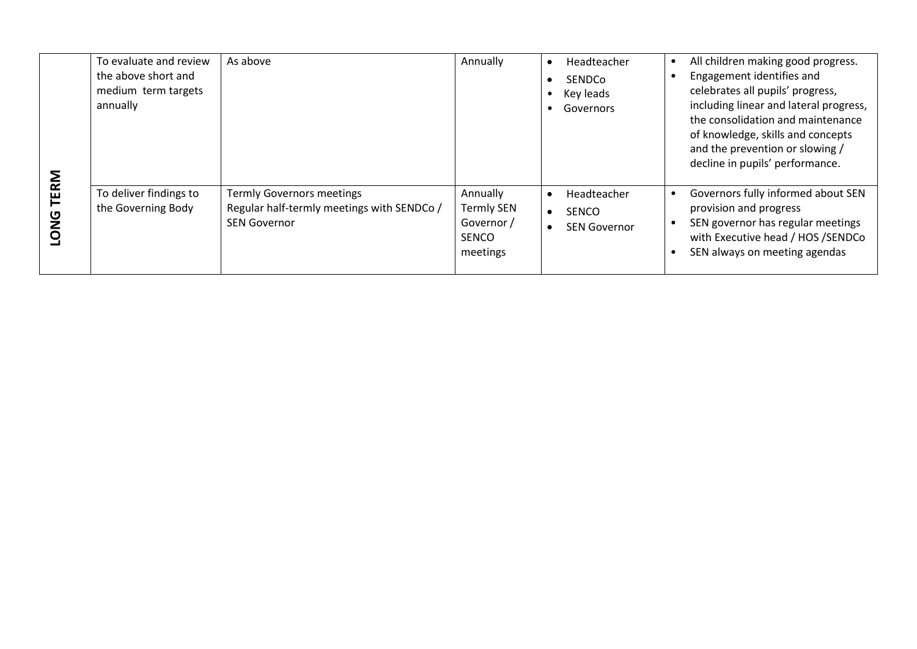| | | | | | |
|---|---|---|---|---|---|
| **LONG TERM** | To evaluate and review the above short and medium term targets annually | As above | Annually | • Headteacher<br>• SENDCo<br>• Key leads<br>• Governors | • All children making good progress.<br>• Engagement identifies and celebrates all pupils' progress, including linear and lateral progress, the consolidation and maintenance of knowledge, skills and concepts and the prevention or slowing / decline in pupils' performance. |
| | To deliver findings to the Governing Body | Termly Governors meetings<br>Regular half-termly meetings with SENDCo / SEN Governor | Annually<br>Termly SEN Governor / SENCO meetings | • Headteacher<br>• SENCO<br>• SEN Governor | • Governors fully informed about SEN provision and progress<br>• SEN governor has regular meetings with Executive head / HOS /SENDCo<br>• SEN always on meeting agendas |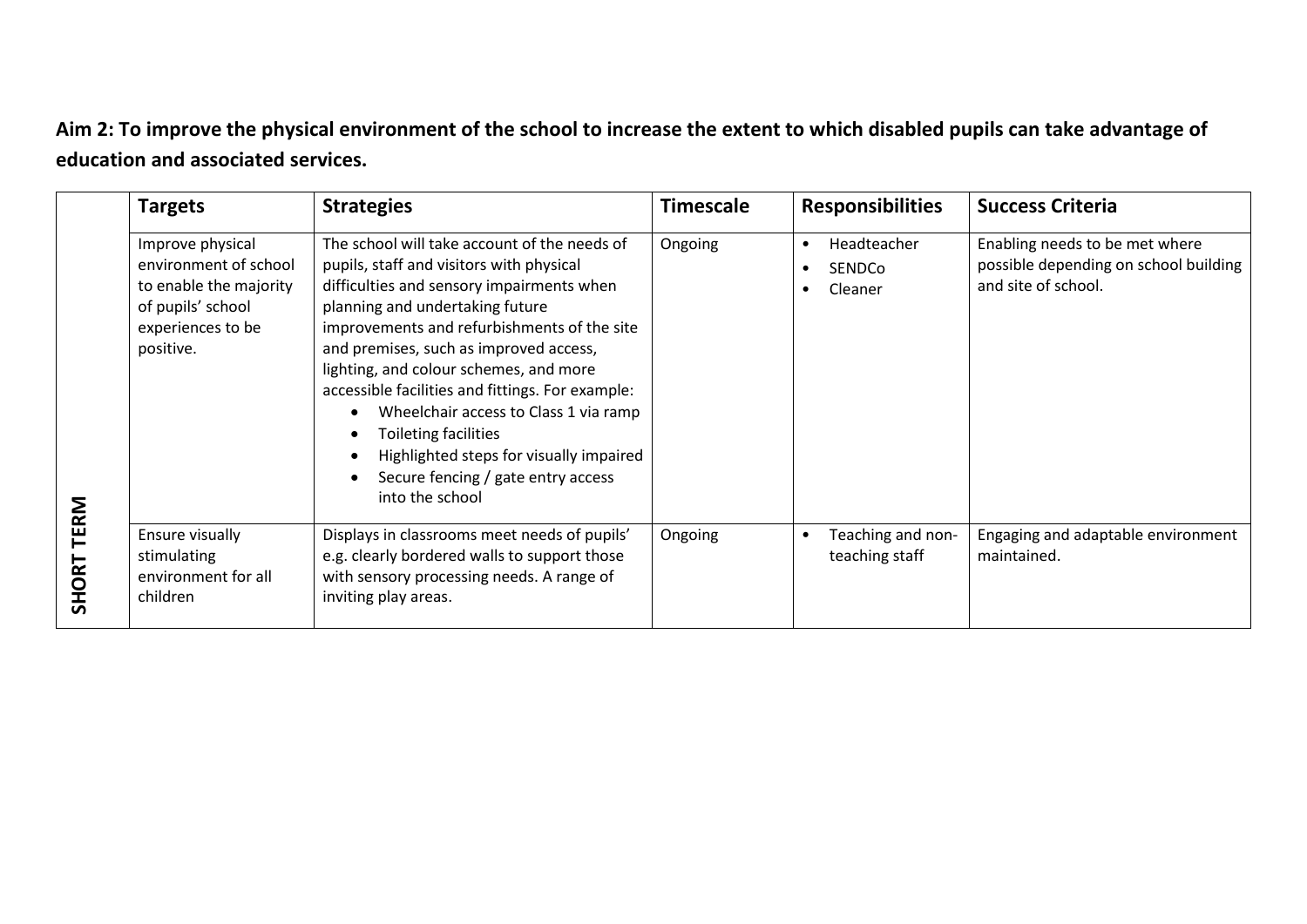**Aim 2: To improve the physical environment of the school to increase the extent to which disabled pupils can take advantage of education and associated services.**

| | Targets | Strategies | Timescale | Responsibilities | Success Criteria |
|---|---|---|---|---|---|
| SHORT TERM | Improve physical environment of school to enable the majority of pupils' school experiences to be positive. | The school will take account of the needs of pupils, staff and visitors with physical difficulties and sensory impairments when planning and undertaking future improvements and refurbishments of the site and premises, such as improved access, lighting, and colour schemes, and more accessible facilities and fittings. For example:<br>• Wheelchair access to Class 1 via ramp<br>• Toileting facilities<br>• Highlighted steps for visually impaired<br>• Secure fencing / gate entry access into the school | Ongoing | • Headteacher<br>• SENDCo<br>• Cleaner | Enabling needs to be met where possible depending on school building and site of school. |
| | Ensure visually stimulating environment for all children | Displays in classrooms meet needs of pupils' e.g. clearly bordered walls to support those with sensory processing needs. A range of inviting play areas. | Ongoing | • Teaching and non-teaching staff | Engaging and adaptable environment maintained. |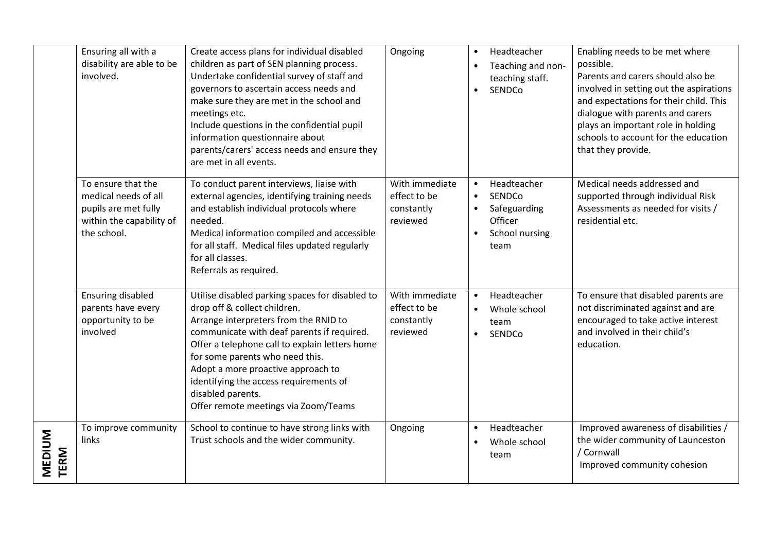| | | | | | |
|---|---|---|---|---|---|
| | Ensuring all with a disability are able to be involved. | Create access plans for individual disabled children as part of SEN planning process.<br>Undertake confidential survey of staff and governors to ascertain access needs and make sure they are met in the school and meetings etc.<br>Include questions in the confidential pupil information questionnaire about parents/carers' access needs and ensure they are met in all events. | Ongoing | • Headteacher<br>• Teaching and non-teaching staff.<br>• SENDCo | Enabling needs to be met where possible.<br>Parents and carers should also be involved in setting out the aspirations and expectations for their child. This dialogue with parents and carers plays an important role in holding schools to account for the education that they provide. |
| | To ensure that the medical needs of all pupils are met fully within the capability of the school. | To conduct parent interviews, liaise with external agencies, identifying training needs and establish individual protocols where needed.<br>Medical information compiled and accessible for all staff. Medical files updated regularly for all classes.<br>Referrals as required. | With immediate effect to be constantly reviewed | • Headteacher<br>• SENDCo<br>• Safeguarding Officer<br>• School nursing team | Medical needs addressed and supported through individual Risk Assessments as needed for visits / residential etc. |
| | Ensuring disabled parents have every opportunity to be involved | Utilise disabled parking spaces for disabled to drop off & collect children.<br>Arrange interpreters from the RNID to communicate with deaf parents if required.<br>Offer a telephone call to explain letters home for some parents who need this.<br>Adopt a more proactive approach to identifying the access requirements of disabled parents.<br>Offer remote meetings via Zoom/Teams | With immediate effect to be constantly reviewed | • Headteacher<br>• Whole school team<br>• SENDCo | To ensure that disabled parents are not discriminated against and are encouraged to take active interest and involved in their child's education. |
| **MEDIUM TERM** | To improve community links | School to continue to have strong links with Trust schools and the wider community. | Ongoing | • Headteacher<br>• Whole school team | Improved awareness of disabilities / the wider community of Launceston / Cornwall<br>Improved community cohesion |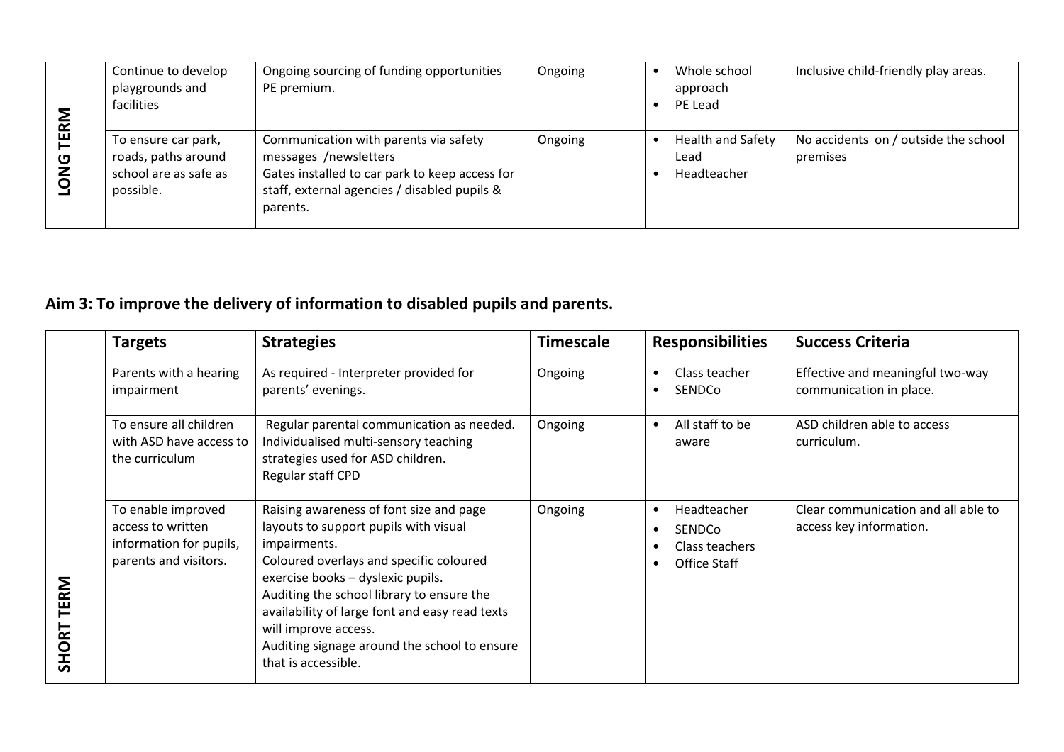| | | | | | |
|---|---|---|---|---|---|
| LONG TERM | Continue to develop playgrounds and facilities | Ongoing sourcing of funding opportunities PE premium. | Ongoing | • Whole school approach<br>• PE Lead | Inclusive child-friendly play areas. |
| | To ensure car park, roads, paths around school are as safe as possible. | Communication with parents via safety messages /newsletters<br>Gates installed to car park to keep access for staff, external agencies / disabled pupils & parents. | Ongoing | • Health and Safety Lead<br>• Headteacher | No accidents on / outside the school premises |

**Aim 3: To improve the delivery of information to disabled pupils and parents.**

| | Targets | Strategies | Timescale | Responsibilities | Success Criteria |
|---|---|---|---|---|---|
| SHORT TERM | Parents with a hearing impairment | As required - Interpreter provided for parents' evenings. | Ongoing | • Class teacher<br>• SENDCo | Effective and meaningful two-way communication in place. |
| | To ensure all children with ASD have access to the curriculum | Regular parental communication as needed.<br>Individualised multi-sensory teaching strategies used for ASD children.<br>Regular staff CPD | Ongoing | • All staff to be aware | ASD children able to access curriculum. |
| | To enable improved access to written information for pupils, parents and visitors. | Raising awareness of font size and page layouts to support pupils with visual impairments.<br>Coloured overlays and specific coloured exercise books – dyslexic pupils.<br>Auditing the school library to ensure the availability of large font and easy read texts will improve access.<br>Auditing signage around the school to ensure that is accessible. | Ongoing | • Headteacher<br>• SENDCo<br>• Class teachers<br>• Office Staff | Clear communication and all able to access key information. |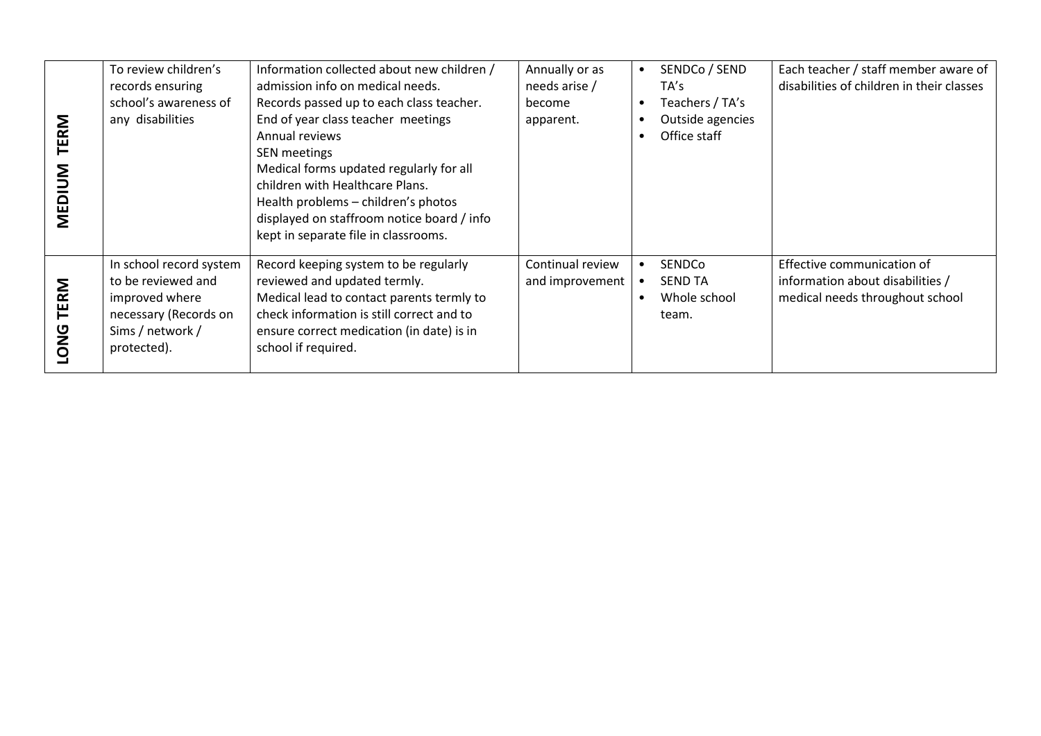| | | | | | |
|---|---|---|---|---|---|
| **MEDIUM TERM** | To review children's records ensuring school's awareness of any disabilities | Information collected about new children / admission info on medical needs.<br>Records passed up to each class teacher.<br>End of year class teacher meetings<br>Annual reviews<br>SEN meetings<br>Medical forms updated regularly for all children with Healthcare Plans.<br>Health problems – children's photos displayed on staffroom notice board / info kept in separate file in classrooms. | Annually or as needs arise / become apparent. | • SENDCo / SEND TA's<br>• Teachers / TA's<br>• Outside agencies<br>• Office staff | Each teacher / staff member aware of disabilities of children in their classes |
| **LONG TERM** | In school record system to be reviewed and improved where necessary (Records on Sims / network / protected). | Record keeping system to be regularly reviewed and updated termly.<br>Medical lead to contact parents termly to check information is still correct and to ensure correct medication (in date) is in school if required. | Continual review and improvement | • SENDCo<br>• SEND TA<br>• Whole school team. | Effective communication of information about disabilities / medical needs throughout school |